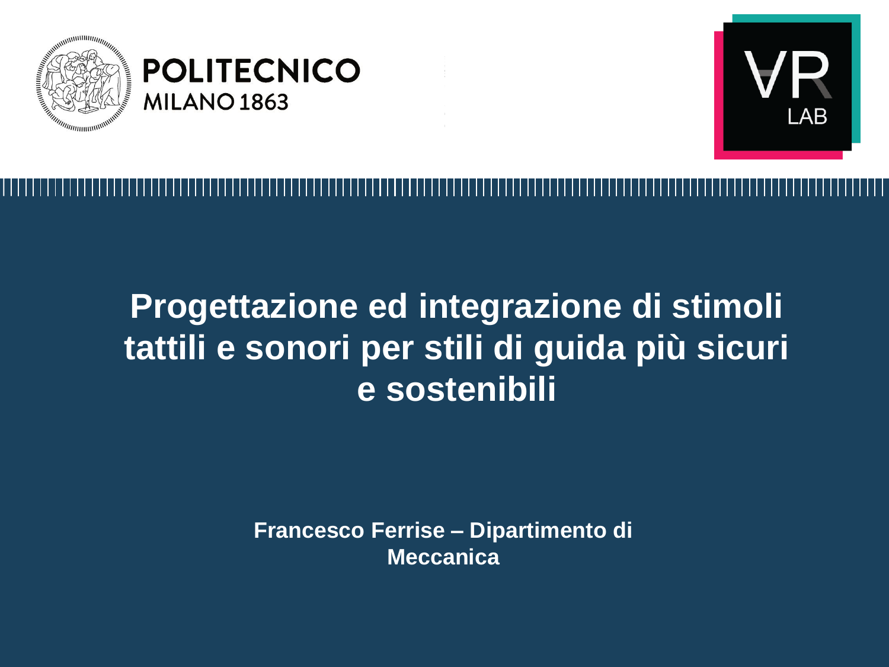POLITECNICO MILANO 1863

VR LAB

# Progettazione ed integrazione di stimoli tattili e sonori per stili di guida più sicuri e sostenibili

**Francesco Ferrise – Dipartimento di Meccanica**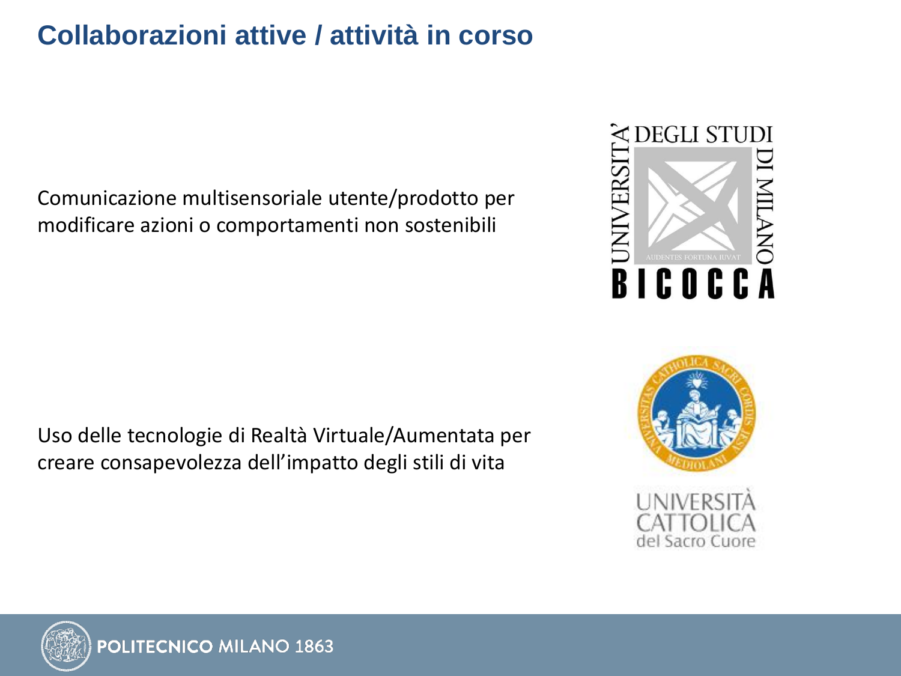# Collaborazioni attive / attività in corso

Comunicazione multisensoriale utente/prodotto per modificare azioni o comportamenti non sostenibili

Uso delle tecnologie di Realtà Virtuale/Aumentata per creare consapevolezza dell'impatto degli stili di vita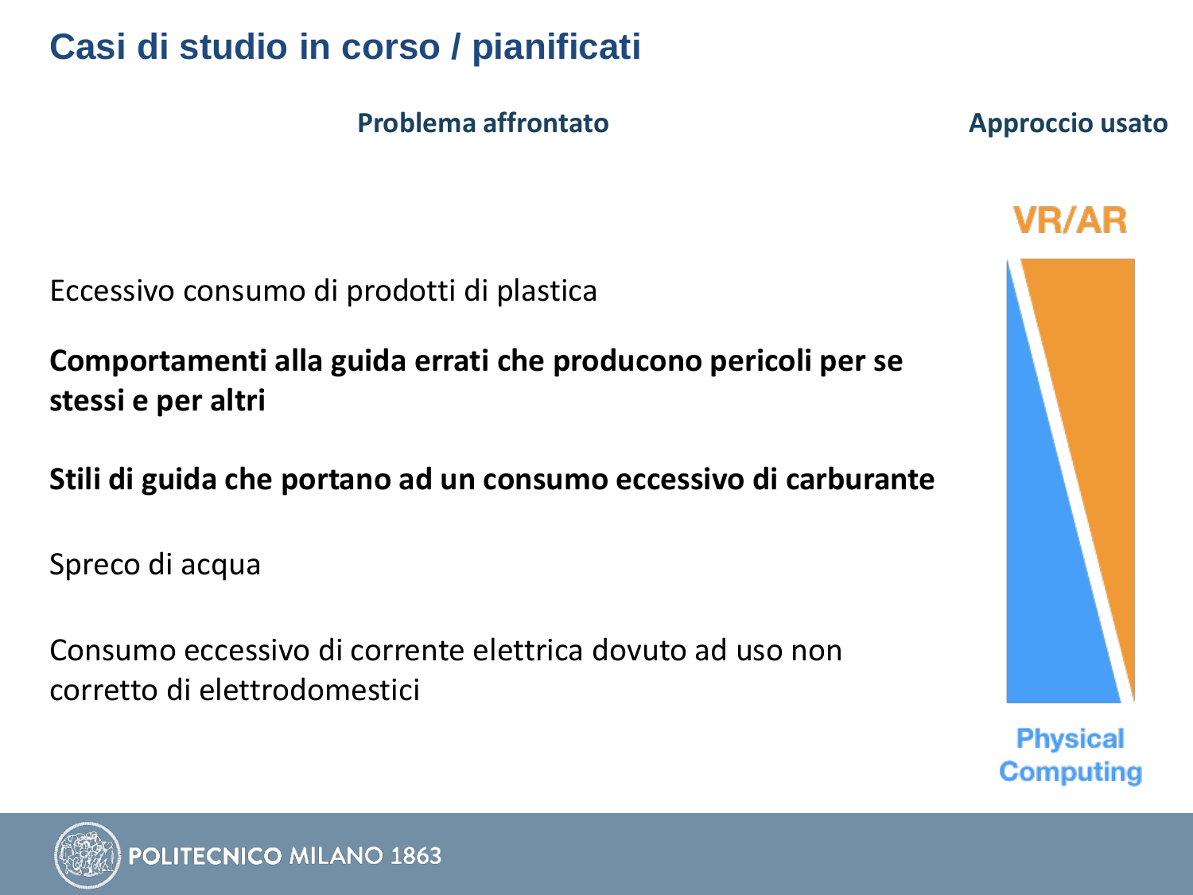# Casi di studio in corso / pianificati

**Problema affrontato**

**Approccio usato**

VR/AR

Eccessivo consumo di prodotti di plastica

**Comportamenti alla guida errati che producono pericoli per se stessi e per altri**

**Stili di guida che portano ad un consumo eccessivo di carburante**

Spreco di acqua

Consumo eccessivo di corrente elettrica dovuto ad uso non corretto di elettrodomestici

Physical Computing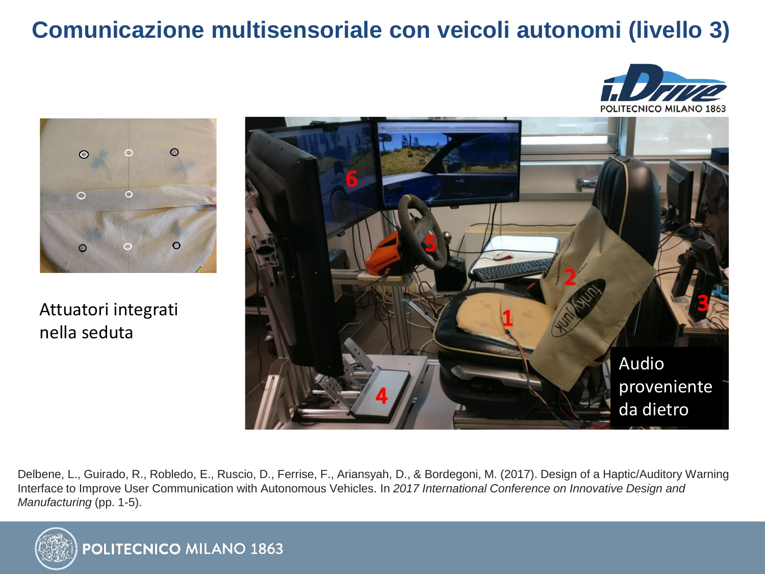# Comunicazione multisensoriale con veicoli autonomi (livello 3)

Attuatori integrati nella seduta

Audio proveniente da dietro

Delbene, L., Guirado, R., Robledo, E., Ruscio, D., Ferrise, F., Ariansyah, D., & Bordegoni, M. (2017). Design of a Haptic/Auditory Warning Interface to Improve User Communication with Autonomous Vehicles. In *2017 International Conference on Innovative Design and Manufacturing* (pp. 1-5).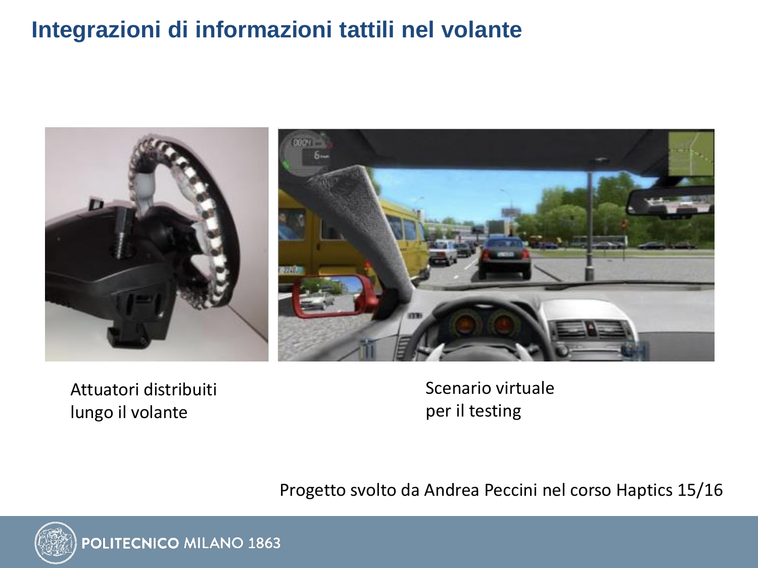# Integrazioni di informazioni tattili nel volante

Attuatori distribuiti lungo il volante

Scenario virtuale per il testing

Progetto svolto da Andrea Peccini nel corso Haptics 15/16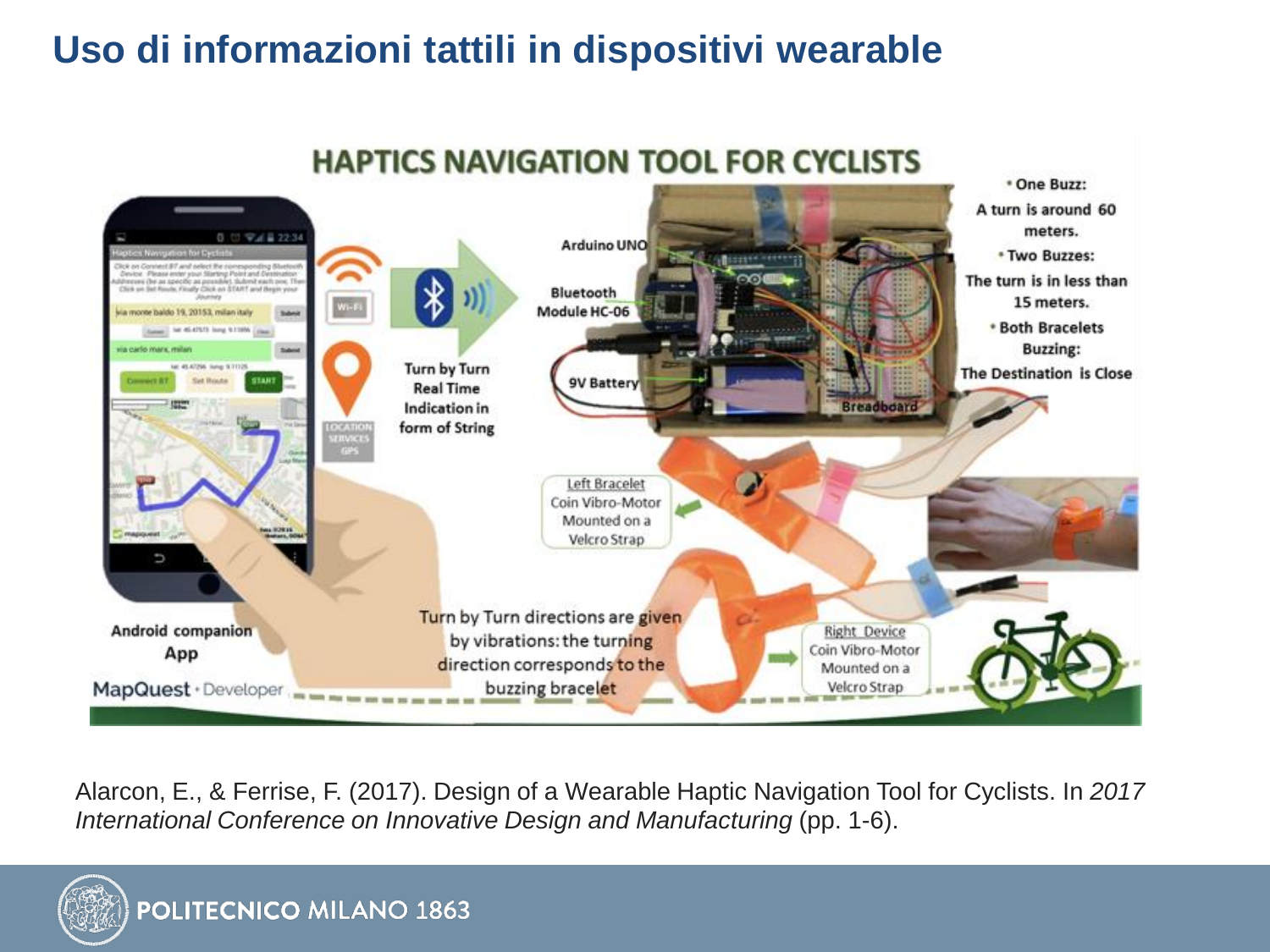# Uso di informazioni tattili in dispositivi wearable

## HAPTICS NAVIGATION TOOL FOR CYCLISTS

- One Buzz: A turn is around 60 meters.
- Two Buzzes: The turn is in less than 15 meters.
- Both Bracelets Buzzing: The Destination is Close

Arduino UNO

Bluetooth Module HC-06

9V Battery

Breadboard

Turn by Turn Real Time Indication in form of String

Left Bracelet Coin Vibro-Motor Mounted on a Velcro Strap

Right Device Coin Vibro-Motor Mounted on a Velcro Strap

Android companion App

MapQuest · Developer

Turn by Turn directions are given by vibrations: the turning direction corresponds to the buzzing bracelet

Alarcon, E., & Ferrise, F. (2017). Design of a Wearable Haptic Navigation Tool for Cyclists. In *2017 International Conference on Innovative Design and Manufacturing* (pp. 1-6).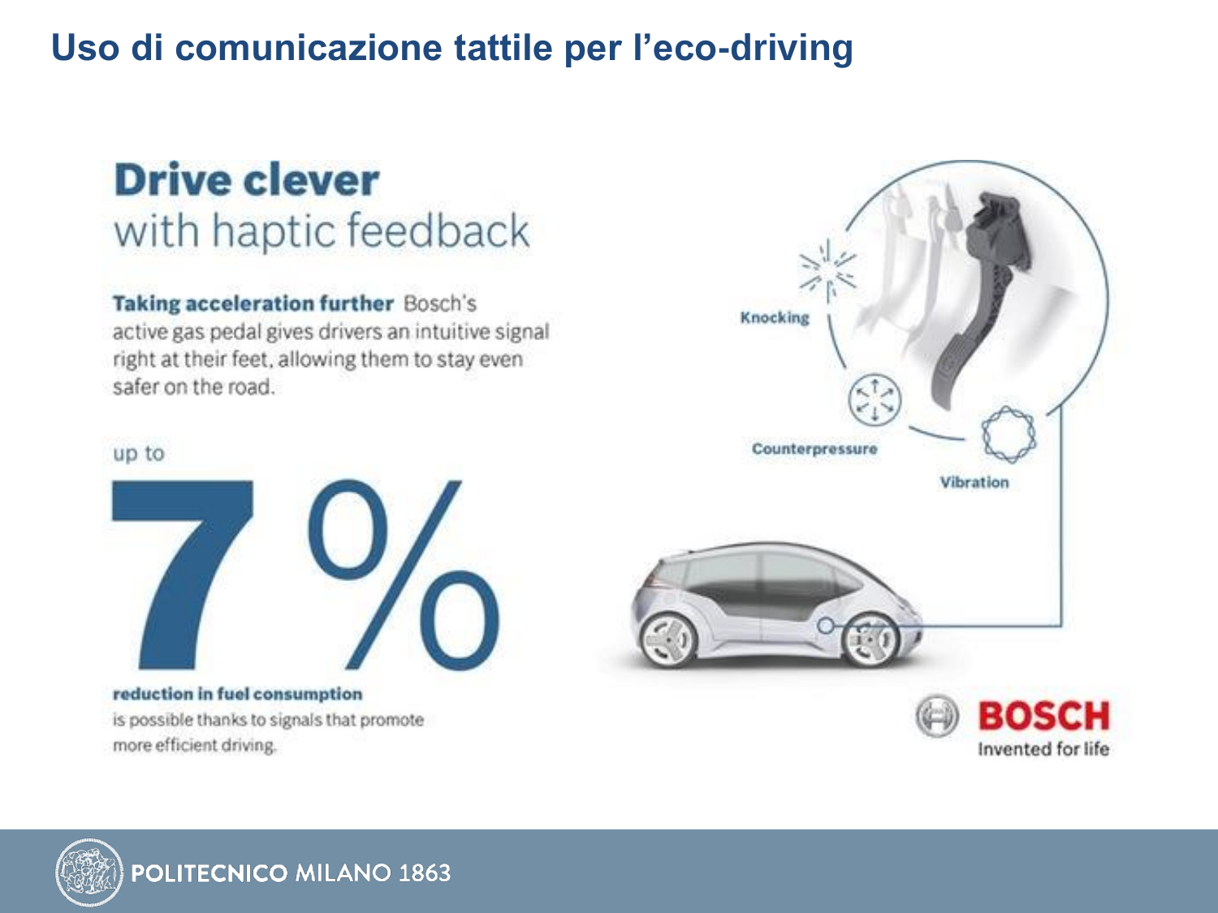# Uso di comunicazione tattile per l'eco-driving

## Drive clever with haptic feedback

**Taking acceleration further** Bosch's active gas pedal gives drivers an intuitive signal right at their feet, allowing them to stay even safer on the road.

up to

# 7 %

**reduction in fuel consumption** is possible thanks to signals that promote more efficient driving.

Knocking

Counterpressure

Vibration

BOSCH
Invented for life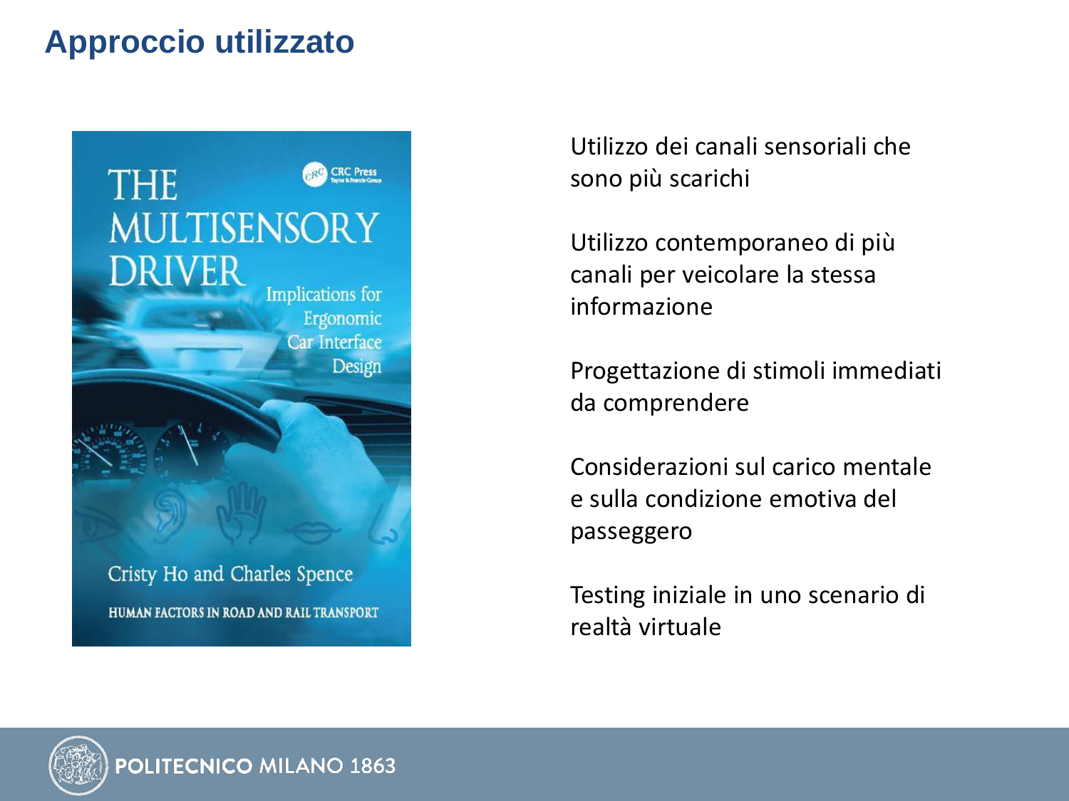# Approccio utilizzato

Utilizzo dei canali sensoriali che sono più scarichi

Utilizzo contemporaneo di più canali per veicolare la stessa informazione

Progettazione di stimoli immediati da comprendere

Considerazioni sul carico mentale e sulla condizione emotiva del passeggero

Testing iniziale in uno scenario di realtà virtuale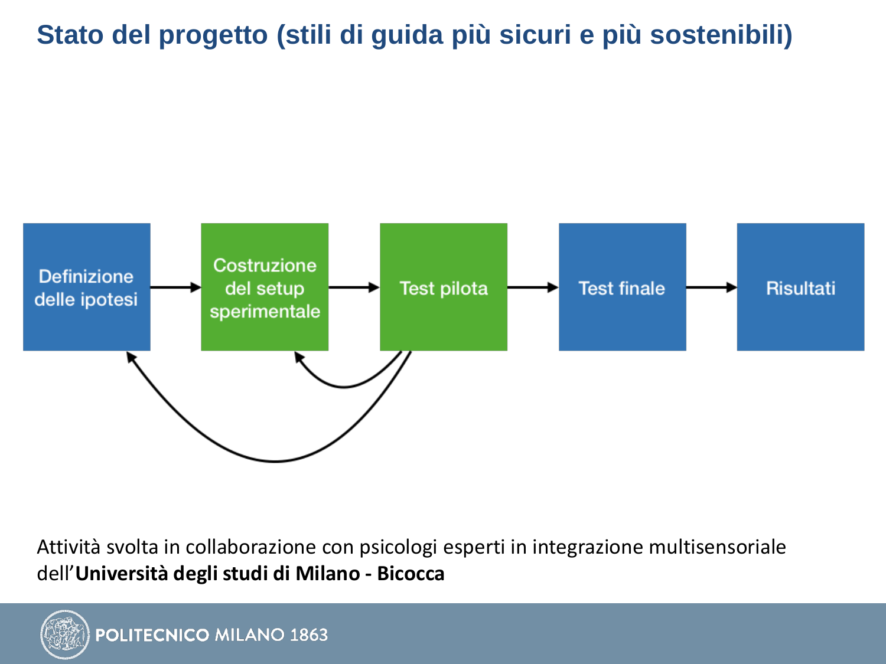# Stato del progetto (stili di guida più sicuri e più sostenibili)

Definizione delle ipotesi

Costruzione del setup sperimentale

Test pilota

Test finale

Risultati

Attività svolta in collaborazione con psicologi esperti in integrazione multisensoriale dell'**Università degli studi di Milano - Bicocca**